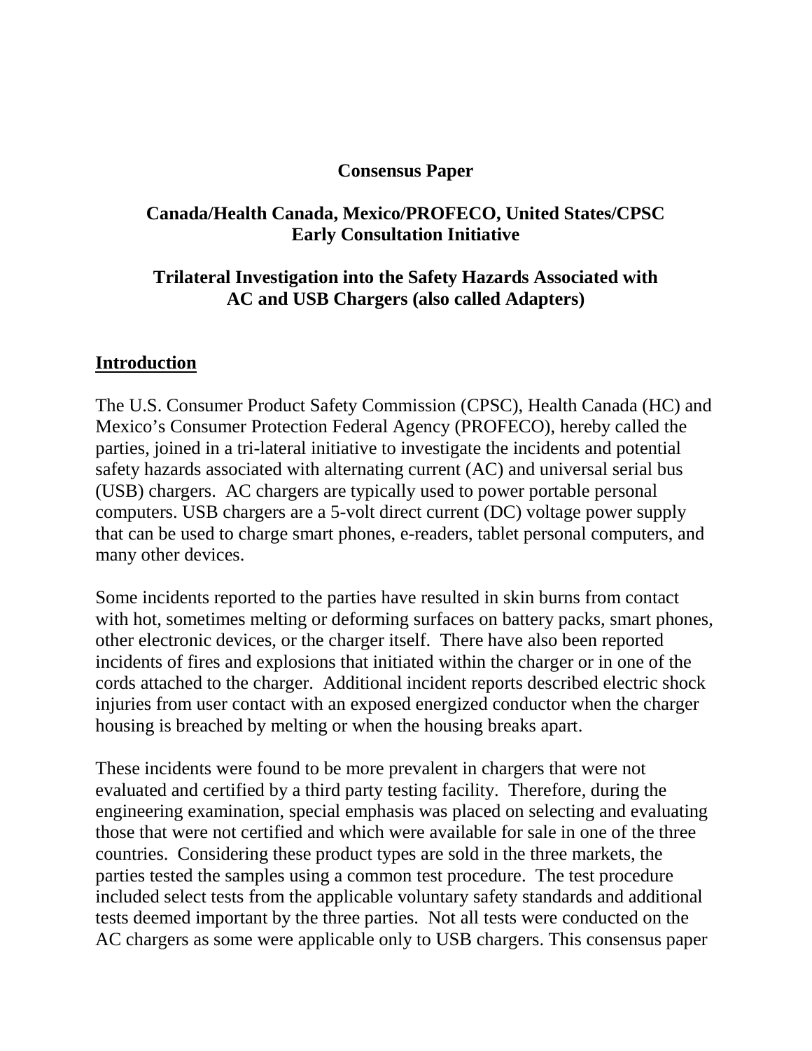**Consensus Paper**

**Canada/Health Canada, Mexico/PROFECO, United States/CPSC**
**Early Consultation Initiative**

**Trilateral Investigation into the Safety Hazards Associated with AC and USB Chargers (also called Adapters)**

## Introduction

The U.S. Consumer Product Safety Commission (CPSC), Health Canada (HC) and Mexico's Consumer Protection Federal Agency (PROFECO), hereby called the parties, joined in a tri-lateral initiative to investigate the incidents and potential safety hazards associated with alternating current (AC) and universal serial bus (USB) chargers. AC chargers are typically used to power portable personal computers. USB chargers are a 5-volt direct current (DC) voltage power supply that can be used to charge smart phones, e-readers, tablet personal computers, and many other devices.

Some incidents reported to the parties have resulted in skin burns from contact with hot, sometimes melting or deforming surfaces on battery packs, smart phones, other electronic devices, or the charger itself. There have also been reported incidents of fires and explosions that initiated within the charger or in one of the cords attached to the charger. Additional incident reports described electric shock injuries from user contact with an exposed energized conductor when the charger housing is breached by melting or when the housing breaks apart.

These incidents were found to be more prevalent in chargers that were not evaluated and certified by a third party testing facility. Therefore, during the engineering examination, special emphasis was placed on selecting and evaluating those that were not certified and which were available for sale in one of the three countries. Considering these product types are sold in the three markets, the parties tested the samples using a common test procedure. The test procedure included select tests from the applicable voluntary safety standards and additional tests deemed important by the three parties. Not all tests were conducted on the AC chargers as some were applicable only to USB chargers. This consensus paper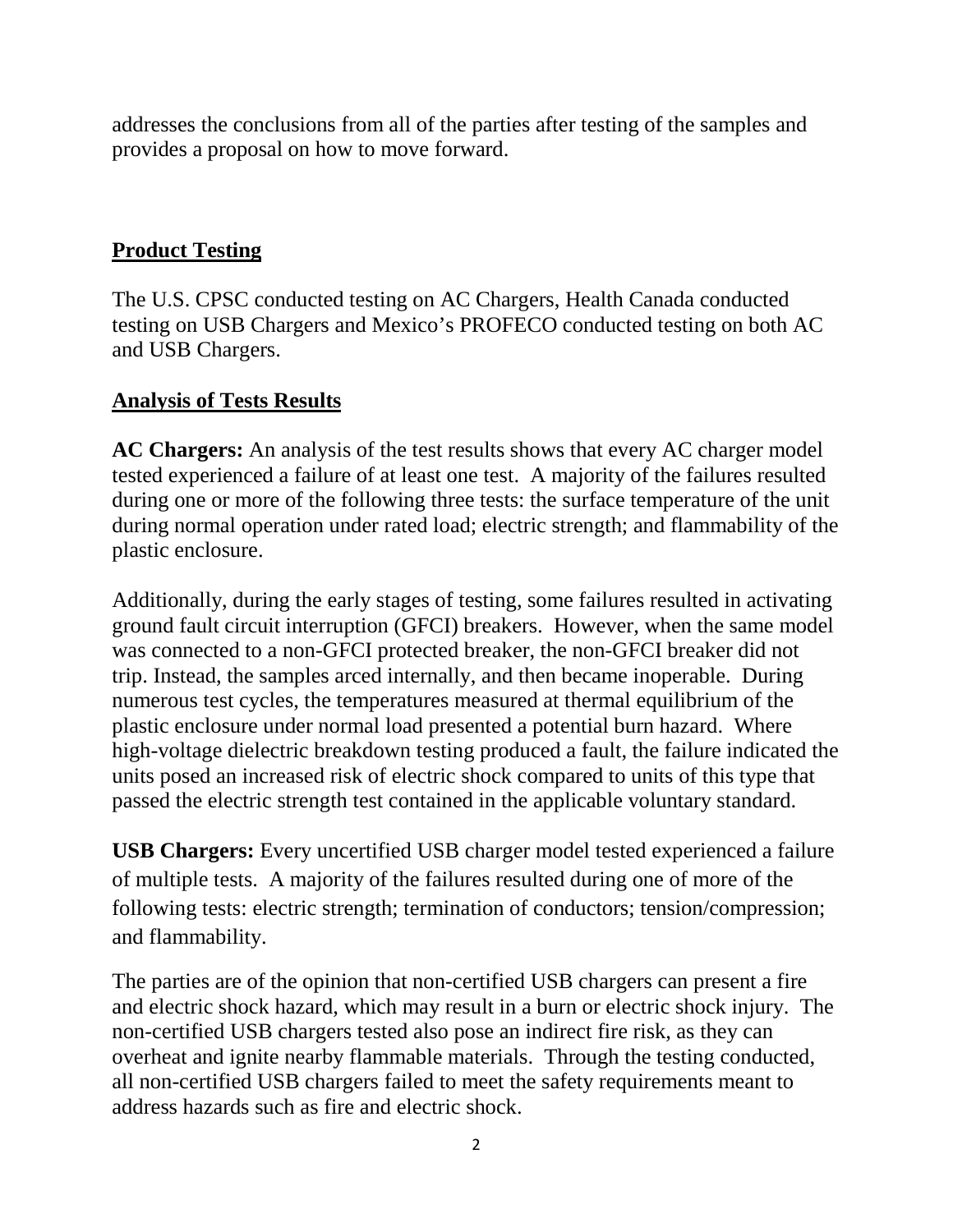addresses the conclusions from all of the parties after testing of the samples and provides a proposal on how to move forward.

## Product Testing

The U.S. CPSC conducted testing on AC Chargers, Health Canada conducted testing on USB Chargers and Mexico's PROFECO conducted testing on both AC and USB Chargers.

## Analysis of Tests Results

**AC Chargers:** An analysis of the test results shows that every AC charger model tested experienced a failure of at least one test. A majority of the failures resulted during one or more of the following three tests: the surface temperature of the unit during normal operation under rated load; electric strength; and flammability of the plastic enclosure.

Additionally, during the early stages of testing, some failures resulted in activating ground fault circuit interruption (GFCI) breakers. However, when the same model was connected to a non-GFCI protected breaker, the non-GFCI breaker did not trip. Instead, the samples arced internally, and then became inoperable. During numerous test cycles, the temperatures measured at thermal equilibrium of the plastic enclosure under normal load presented a potential burn hazard. Where high-voltage dielectric breakdown testing produced a fault, the failure indicated the units posed an increased risk of electric shock compared to units of this type that passed the electric strength test contained in the applicable voluntary standard.

**USB Chargers:** Every uncertified USB charger model tested experienced a failure of multiple tests. A majority of the failures resulted during one of more of the following tests: electric strength; termination of conductors; tension/compression; and flammability.

The parties are of the opinion that non-certified USB chargers can present a fire and electric shock hazard, which may result in a burn or electric shock injury. The non-certified USB chargers tested also pose an indirect fire risk, as they can overheat and ignite nearby flammable materials. Through the testing conducted, all non-certified USB chargers failed to meet the safety requirements meant to address hazards such as fire and electric shock.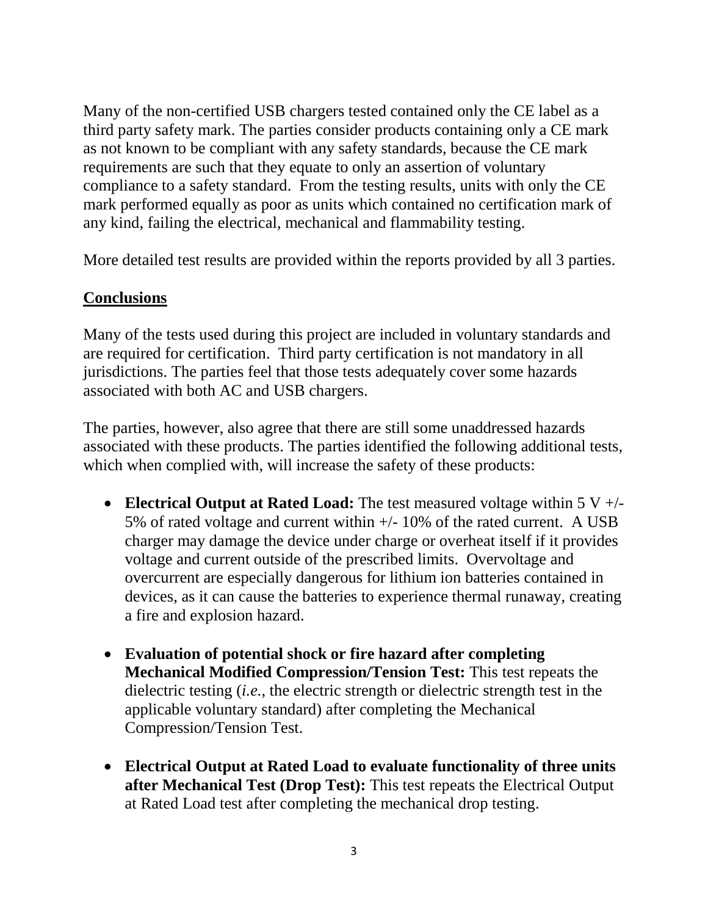Many of the non-certified USB chargers tested contained only the CE label as a third party safety mark. The parties consider products containing only a CE mark as not known to be compliant with any safety standards, because the CE mark requirements are such that they equate to only an assertion of voluntary compliance to a safety standard. From the testing results, units with only the CE mark performed equally as poor as units which contained no certification mark of any kind, failing the electrical, mechanical and flammability testing.

More detailed test results are provided within the reports provided by all 3 parties.

## Conclusions

Many of the tests used during this project are included in voluntary standards and are required for certification. Third party certification is not mandatory in all jurisdictions. The parties feel that those tests adequately cover some hazards associated with both AC and USB chargers.

The parties, however, also agree that there are still some unaddressed hazards associated with these products. The parties identified the following additional tests, which when complied with, will increase the safety of these products:

- **Electrical Output at Rated Load:** The test measured voltage within 5 V +/- 5% of rated voltage and current within +/- 10% of the rated current. A USB charger may damage the device under charge or overheat itself if it provides voltage and current outside of the prescribed limits. Overvoltage and overcurrent are especially dangerous for lithium ion batteries contained in devices, as it can cause the batteries to experience thermal runaway, creating a fire and explosion hazard.

- **Evaluation of potential shock or fire hazard after completing Mechanical Modified Compression/Tension Test:** This test repeats the dielectric testing (*i.e.*, the electric strength or dielectric strength test in the applicable voluntary standard) after completing the Mechanical Compression/Tension Test.

- **Electrical Output at Rated Load to evaluate functionality of three units after Mechanical Test (Drop Test):** This test repeats the Electrical Output at Rated Load test after completing the mechanical drop testing.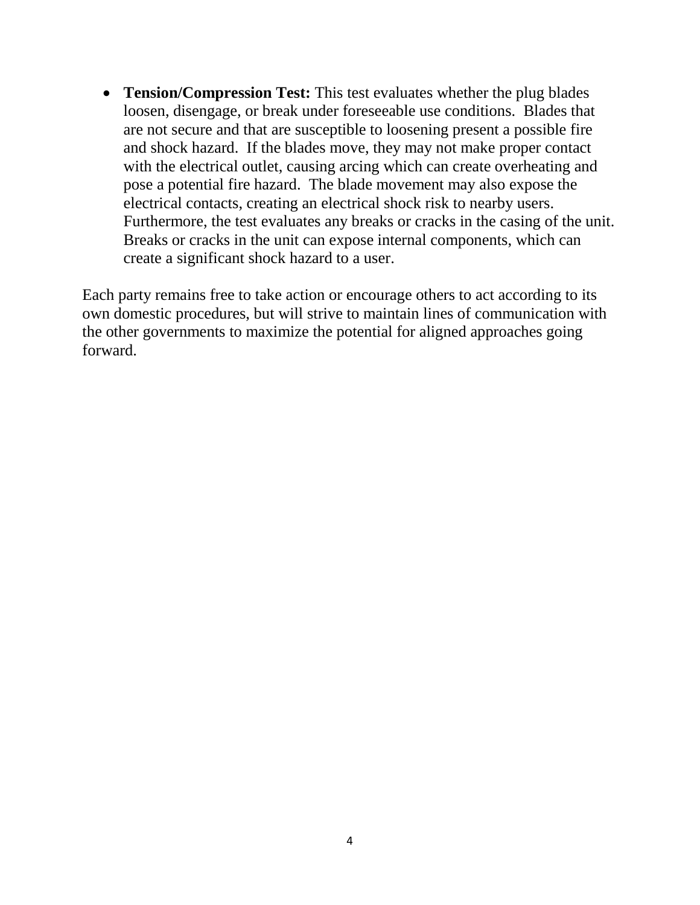- **Tension/Compression Test:** This test evaluates whether the plug blades loosen, disengage, or break under foreseeable use conditions. Blades that are not secure and that are susceptible to loosening present a possible fire and shock hazard. If the blades move, they may not make proper contact with the electrical outlet, causing arcing which can create overheating and pose a potential fire hazard. The blade movement may also expose the electrical contacts, creating an electrical shock risk to nearby users. Furthermore, the test evaluates any breaks or cracks in the casing of the unit. Breaks or cracks in the unit can expose internal components, which can create a significant shock hazard to a user.

Each party remains free to take action or encourage others to act according to its own domestic procedures, but will strive to maintain lines of communication with the other governments to maximize the potential for aligned approaches going forward.